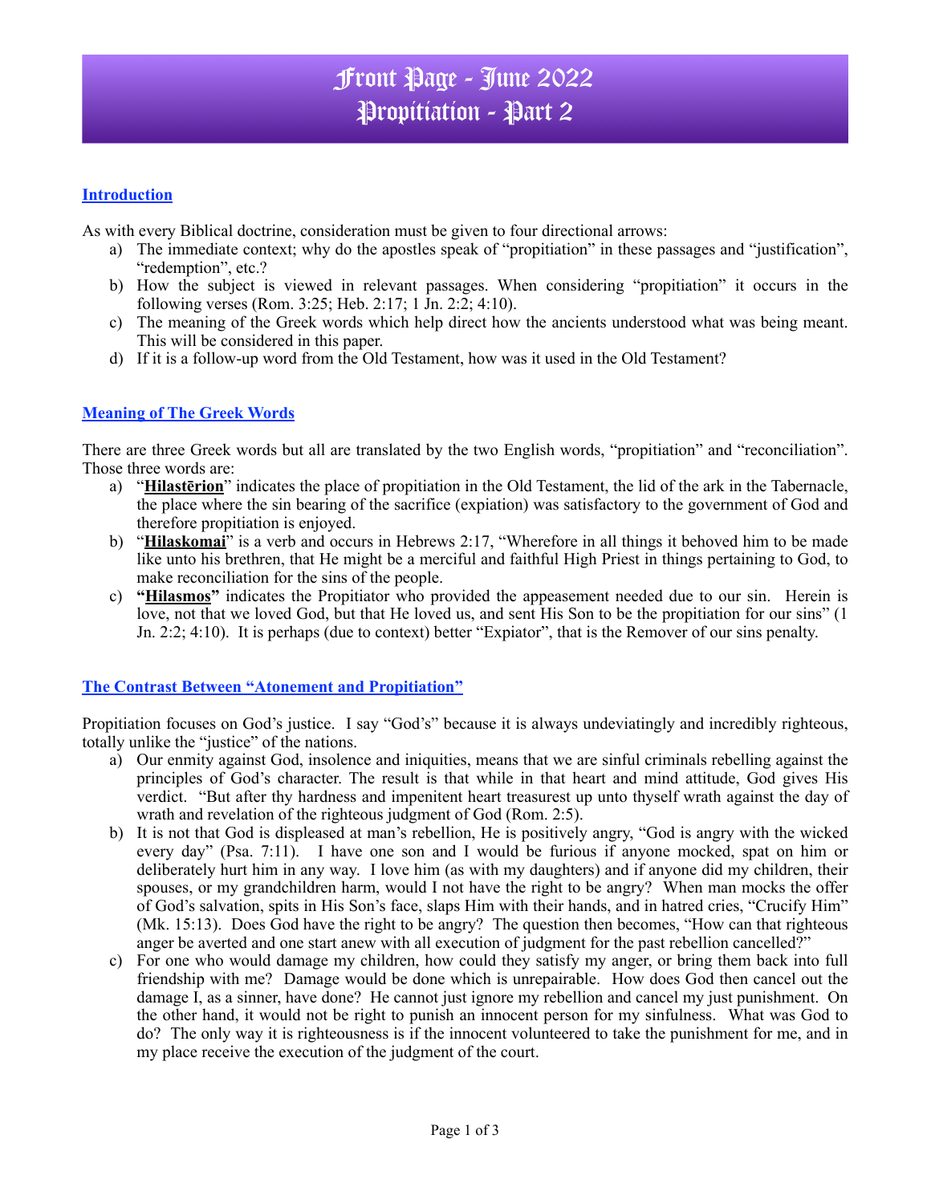# Front Page - June 2022
# Propitiation - Part 2

## Introduction

As with every Biblical doctrine, consideration must be given to four directional arrows:

a) The immediate context; why do the apostles speak of "propitiation" in these passages and "justification", "redemption", etc.?
b) How the subject is viewed in relevant passages. When considering "propitiation" it occurs in the following verses (Rom. 3:25; Heb. 2:17; 1 Jn. 2:2; 4:10).
c) The meaning of the Greek words which help direct how the ancients understood what was being meant. This will be considered in this paper.
d) If it is a follow-up word from the Old Testament, how was it used in the Old Testament?

## Meaning of The Greek Words

There are three Greek words but all are translated by the two English words, "propitiation" and "reconciliation". Those three words are:

a) "**Hilastērion**" indicates the place of propitiation in the Old Testament, the lid of the ark in the Tabernacle, the place where the sin bearing of the sacrifice (expiation) was satisfactory to the government of God and therefore propitiation is enjoyed.
b) "**Hilaskomai**" is a verb and occurs in Hebrews 2:17, "Wherefore in all things it behoved him to be made like unto his brethren, that He might be a merciful and faithful High Priest in things pertaining to God, to make reconciliation for the sins of the people.
c) **"Hilasmos"** indicates the Propitiator who provided the appeasement needed due to our sin. Herein is love, not that we loved God, but that He loved us, and sent His Son to be the propitiation for our sins" (1 Jn. 2:2; 4:10). It is perhaps (due to context) better "Expiator", that is the Remover of our sins penalty.

## The Contrast Between "Atonement and Propitiation"

Propitiation focuses on God's justice. I say "God's" because it is always undeviatingly and incredibly righteous, totally unlike the "justice" of the nations.

a) Our enmity against God, insolence and iniquities, means that we are sinful criminals rebelling against the principles of God's character. The result is that while in that heart and mind attitude, God gives His verdict. "But after thy hardness and impenitent heart treasurest up unto thyself wrath against the day of wrath and revelation of the righteous judgment of God (Rom. 2:5).
b) It is not that God is displeased at man's rebellion, He is positively angry, "God is angry with the wicked every day" (Psa. 7:11). I have one son and I would be furious if anyone mocked, spat on him or deliberately hurt him in any way. I love him (as with my daughters) and if anyone did my children, their spouses, or my grandchildren harm, would I not have the right to be angry? When man mocks the offer of God's salvation, spits in His Son's face, slaps Him with their hands, and in hatred cries, "Crucify Him" (Mk. 15:13). Does God have the right to be angry? The question then becomes, "How can that righteous anger be averted and one start anew with all execution of judgment for the past rebellion cancelled?"
c) For one who would damage my children, how could they satisfy my anger, or bring them back into full friendship with me? Damage would be done which is unrepairable. How does God then cancel out the damage I, as a sinner, have done? He cannot just ignore my rebellion and cancel my just punishment. On the other hand, it would not be right to punish an innocent person for my sinfulness. What was God to do? The only way it is righteousness is if the innocent volunteered to take the punishment for me, and in my place receive the execution of the judgment of the court.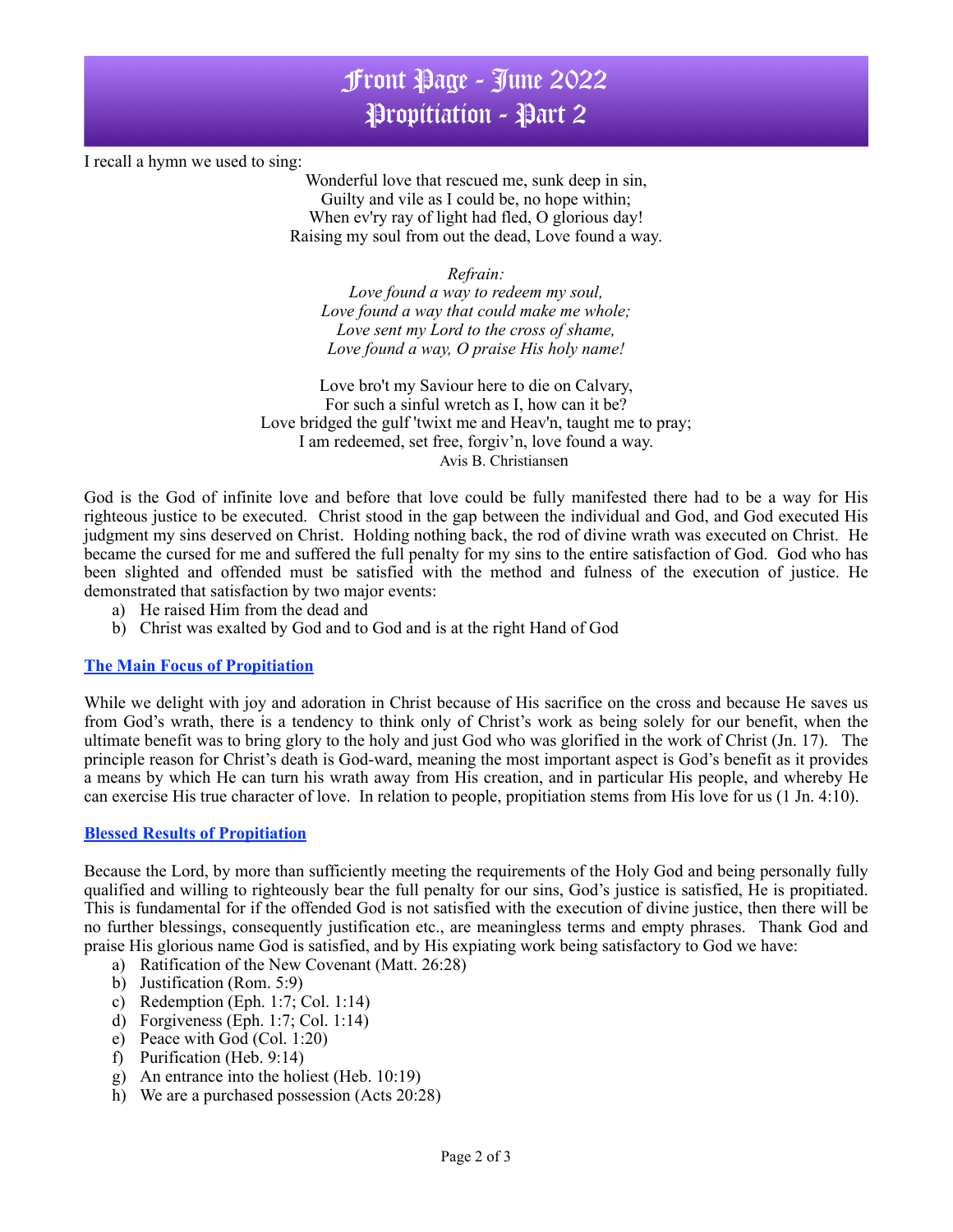# Front Page - June 2022
# Propitiation - Part 2

I recall a hymn we used to sing:

Wonderful love that rescued me, sunk deep in sin,
Guilty and vile as I could be, no hope within;
When ev'ry ray of light had fled, O glorious day!
Raising my soul from out the dead, Love found a way.

*Refrain:*
*Love found a way to redeem my soul,*
*Love found a way that could make me whole;*
*Love sent my Lord to the cross of shame,*
*Love found a way, O praise His holy name!*

Love bro't my Saviour here to die on Calvary,
For such a sinful wretch as I, how can it be?
Love bridged the gulf 'twixt me and Heav'n, taught me to pray;
I am redeemed, set free, forgiv'n, love found a way.
Avis B. Christiansen

God is the God of infinite love and before that love could be fully manifested there had to be a way for His righteous justice to be executed. Christ stood in the gap between the individual and God, and God executed His judgment my sins deserved on Christ. Holding nothing back, the rod of divine wrath was executed on Christ. He became the cursed for me and suffered the full penalty for my sins to the entire satisfaction of God. God who has been slighted and offended must be satisfied with the method and fulness of the execution of justice. He demonstrated that satisfaction by two major events:

a) He raised Him from the dead and
b) Christ was exalted by God and to God and is at the right Hand of God

## The Main Focus of Propitiation

While we delight with joy and adoration in Christ because of His sacrifice on the cross and because He saves us from God's wrath, there is a tendency to think only of Christ's work as being solely for our benefit, when the ultimate benefit was to bring glory to the holy and just God who was glorified in the work of Christ (Jn. 17). The principle reason for Christ's death is God-ward, meaning the most important aspect is God's benefit as it provides a means by which He can turn his wrath away from His creation, and in particular His people, and whereby He can exercise His true character of love. In relation to people, propitiation stems from His love for us (1 Jn. 4:10).

## Blessed Results of Propitiation

Because the Lord, by more than sufficiently meeting the requirements of the Holy God and being personally fully qualified and willing to righteously bear the full penalty for our sins, God's justice is satisfied, He is propitiated. This is fundamental for if the offended God is not satisfied with the execution of divine justice, then there will be no further blessings, consequently justification etc., are meaningless terms and empty phrases. Thank God and praise His glorious name God is satisfied, and by His expiating work being satisfactory to God we have:

a) Ratification of the New Covenant (Matt. 26:28)
b) Justification (Rom. 5:9)
c) Redemption (Eph. 1:7; Col. 1:14)
d) Forgiveness (Eph. 1:7; Col. 1:14)
e) Peace with God (Col. 1:20)
f) Purification (Heb. 9:14)
g) An entrance into the holiest (Heb. 10:19)
h) We are a purchased possession (Acts 20:28)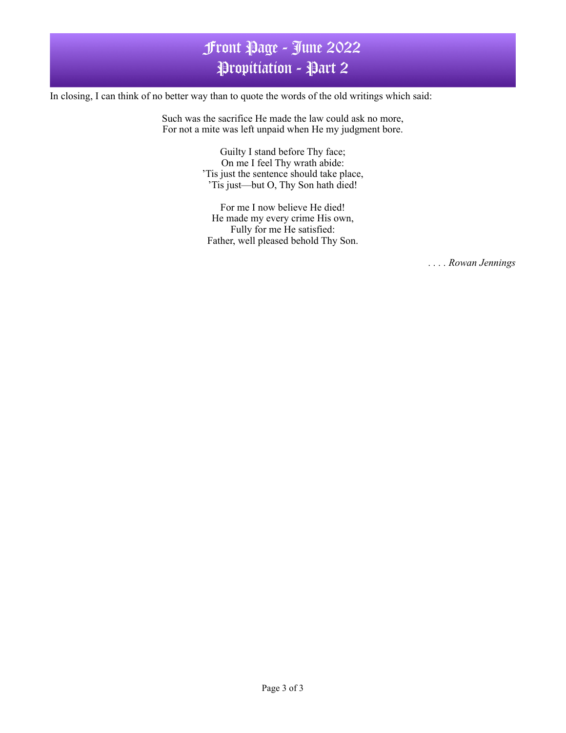# Front Page - June 2022
# Propitiation - Part 2

In closing, I can think of no better way than to quote the words of the old writings which said:

Such was the sacrifice He made the law could ask no more,  
For not a mite was left unpaid when He my judgment bore.

Guilty I stand before Thy face;  
On me I feel Thy wrath abide:  
'Tis just the sentence should take place,  
'Tis just—but O, Thy Son hath died!

For me I now believe He died!  
He made my every crime His own,  
Fully for me He satisfied:  
Father, well pleased behold Thy Son.

. . . . *Rowan Jennings*